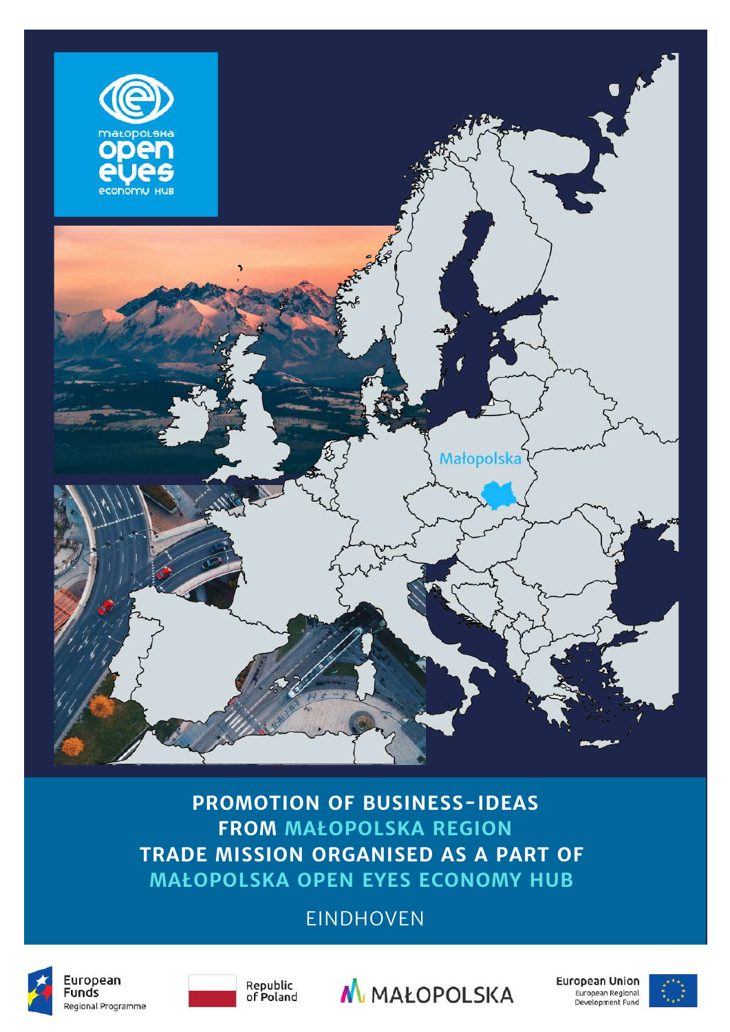małopolska open eyes economy HUB

Małopolska

# PROMOTION OF BUSINESS-IDEAS FROM MAŁOPOLSKA REGION TRADE MISSION ORGANISED AS A PART OF MAŁOPOLSKA OPEN EYES ECONOMY HUB

EINDHOVEN

European Funds Regional Programme

Republic of Poland

MAŁOPOLSKA

European Union European Regional Development Fund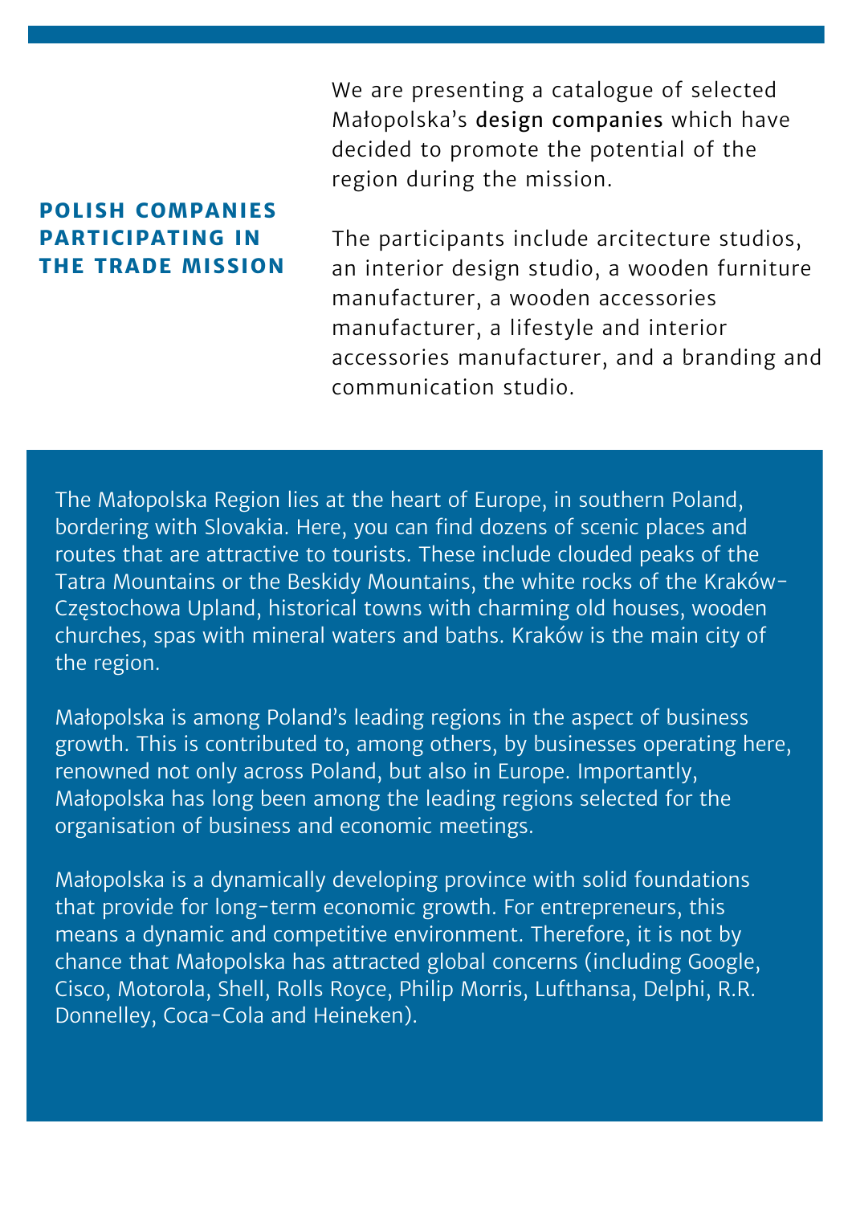## POLISH COMPANIES PARTICIPATING IN THE TRADE MISSION

We are presenting a catalogue of selected Małopolska's **design companies** which have decided to promote the potential of the region during the mission.

The participants include arcitecture studios, an interior design studio, a wooden furniture manufacturer, a wooden accessories manufacturer, a lifestyle and interior accessories manufacturer, and a branding and communication studio.

The Małopolska Region lies at the heart of Europe, in southern Poland, bordering with Slovakia. Here, you can find dozens of scenic places and routes that are attractive to tourists. These include clouded peaks of the Tatra Mountains or the Beskidy Mountains, the white rocks of the Kraków-Częstochowa Upland, historical towns with charming old houses, wooden churches, spas with mineral waters and baths. Kraków is the main city of the region.

Małopolska is among Poland's leading regions in the aspect of business growth. This is contributed to, among others, by businesses operating here, renowned not only across Poland, but also in Europe. Importantly, Małopolska has long been among the leading regions selected for the organisation of business and economic meetings.

Małopolska is a dynamically developing province with solid foundations that provide for long-term economic growth. For entrepreneurs, this means a dynamic and competitive environment. Therefore, it is not by chance that Małopolska has attracted global concerns (including Google, Cisco, Motorola, Shell, Rolls Royce, Philip Morris, Lufthansa, Delphi, R.R. Donnelley, Coca-Cola and Heineken).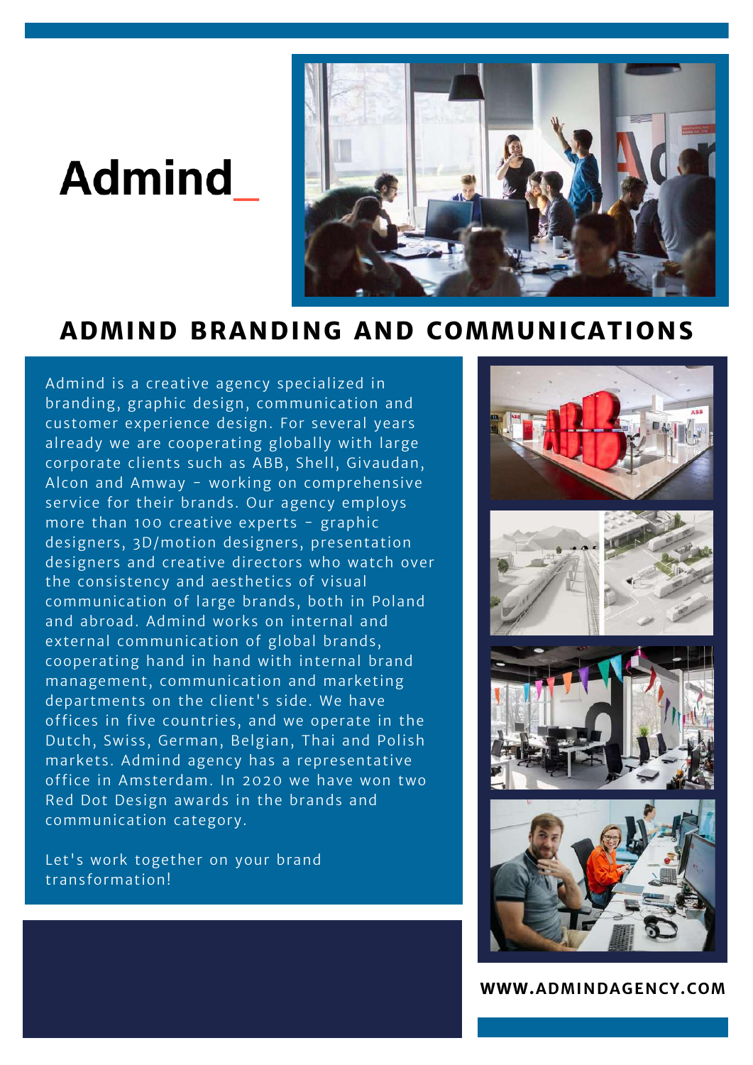Admind_

## ADMIND BRANDING AND COMMUNICATIONS

Admind is a creative agency specialized in branding, graphic design, communication and customer experience design. For several years already we are cooperating globally with large corporate clients such as ABB, Shell, Givaudan, Alcon and Amway – working on comprehensive service for their brands. Our agency employs more than 100 creative experts – graphic designers, 3D/motion designers, presentation designers and creative directors who watch over the consistency and aesthetics of visual communication of large brands, both in Poland and abroad. Admind works on internal and external communication of global brands, cooperating hand in hand with internal brand management, communication and marketing departments on the client's side. We have offices in five countries, and we operate in the Dutch, Swiss, German, Belgian, Thai and Polish markets. Admind agency has a representative office in Amsterdam. In 2020 we have won two Red Dot Design awards in the brands and communication category.

Let's work together on your brand transformation!

**WWW.ADMINDAGENCY.COM**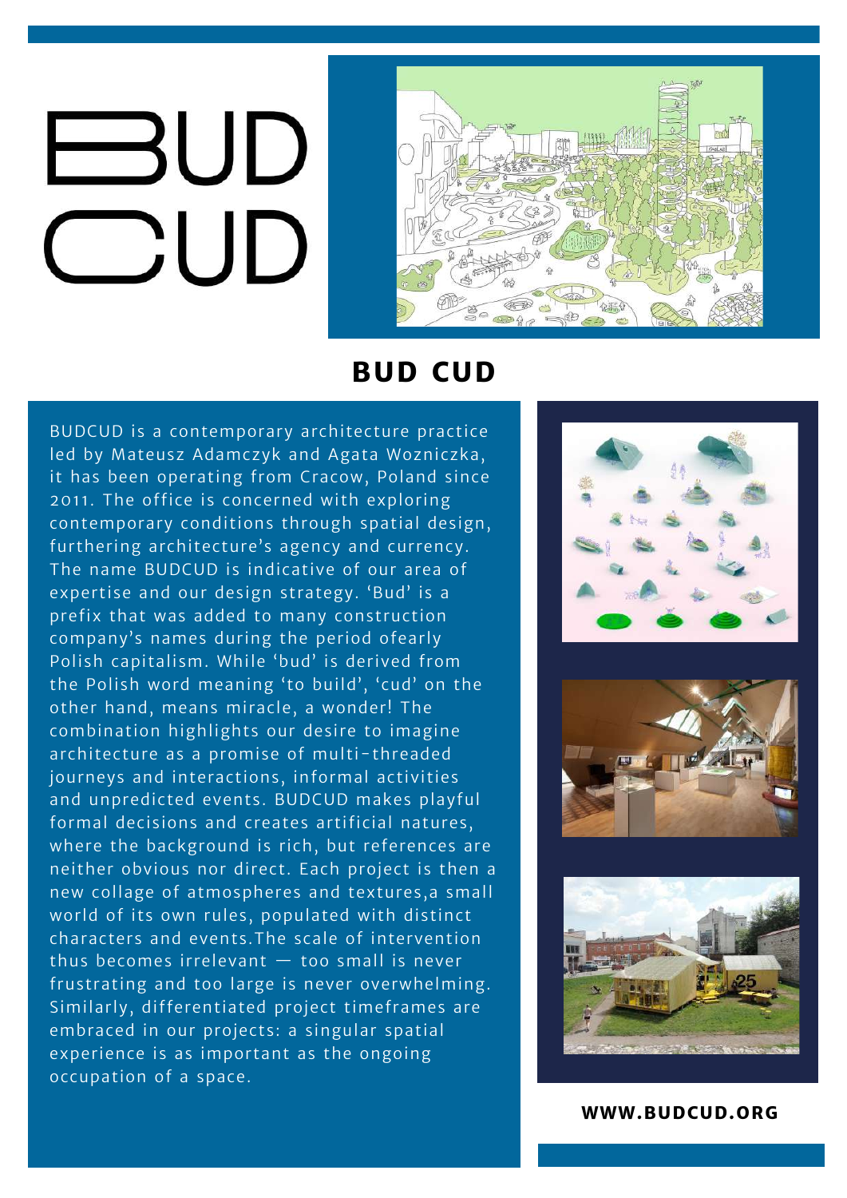# BUD CUD

BUDCUD is a contemporary architecture practice led by Mateusz Adamczyk and Agata Wozniczka, it has been operating from Cracow, Poland since 2011. The office is concerned with exploring contemporary conditions through spatial design, furthering architecture's agency and currency. The name BUDCUD is indicative of our area of expertise and our design strategy. 'Bud' is a prefix that was added to many construction company's names during the period ofearly Polish capitalism. While 'bud' is derived from the Polish word meaning 'to build', 'cud' on the other hand, means miracle, a wonder! The combination highlights our desire to imagine architecture as a promise of multi-threaded journeys and interactions, informal activities and unpredicted events. BUDCUD makes playful formal decisions and creates artificial natures, where the background is rich, but references are neither obvious nor direct. Each project is then a new collage of atmospheres and textures,a small world of its own rules, populated with distinct characters and events.The scale of intervention thus becomes irrelevant — too small is never frustrating and too large is never overwhelming. Similarly, differentiated project timeframes are embraced in our projects: a singular spatial experience is as important as the ongoing occupation of a space.

**WWW.BUDCUD.ORG**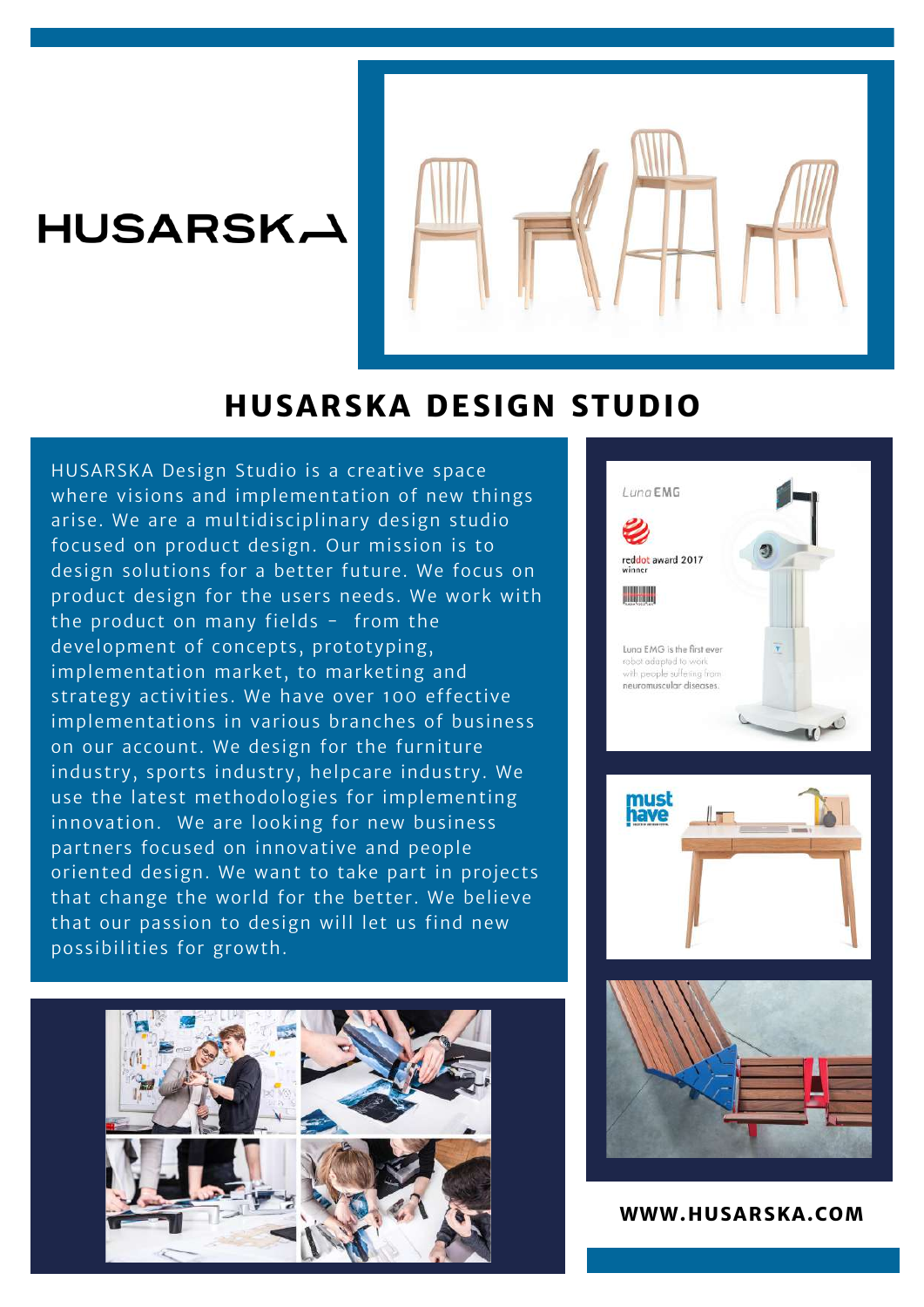HUSARSKA

# HUSARSKA DESIGN STUDIO

HUSARSKA Design Studio is a creative space where visions and implementation of new things arise. We are a multidisciplinary design studio focused on product design. Our mission is to design solutions for a better future. We focus on product design for the users needs. We work with the product on many fields – from the development of concepts, prototyping, implementation market, to marketing and strategy activities. We have over 100 effective implementations in various branches of business on our account. We design for the furniture industry, sports industry, helpcare industry. We use the latest methodologies for implementing innovation. We are looking for new business partners focused on innovative and people oriented design. We want to take part in projects that change the world for the better. We believe that our passion to design will let us find new possibilities for growth.

**WWW.HUSARSKA.COM**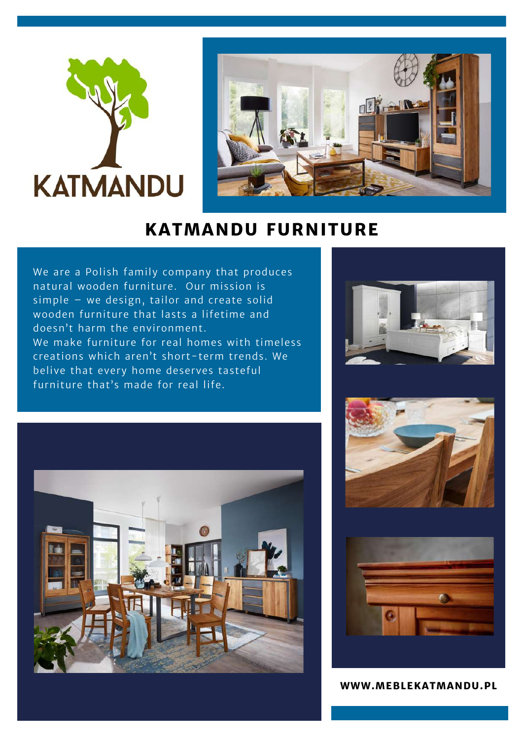KATMANDU

# KATMANDU FURNITURE

We are a Polish family company that produces natural wooden furniture. Our mission is simple – we design, tailor and create solid wooden furniture that lasts a lifetime and doesn't harm the environment.
We make furniture for real homes with timeless creations which aren't short-term trends. We belive that every home deserves tasteful furniture that's made for real life.

**WWW.MEBLEKATMANDU.PL**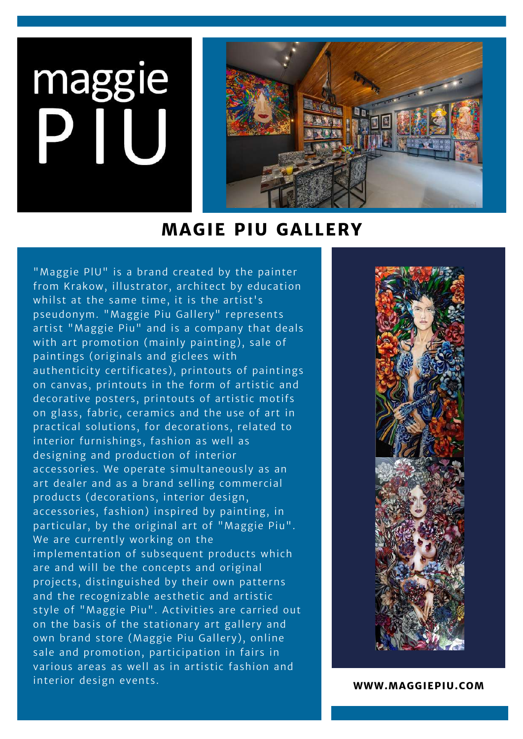maggie PIU

# MAGIE PIU GALLERY

"Maggie PIU" is a brand created by the painter from Krakow, illustrator, architect by education whilst at the same time, it is the artist's pseudonym. "Maggie Piu Gallery" represents artist "Maggie Piu" and is a company that deals with art promotion (mainly painting), sale of paintings (originals and giclees with authenticity certificates), printouts of paintings on canvas, printouts in the form of artistic and decorative posters, printouts of artistic motifs on glass, fabric, ceramics and the use of art in practical solutions, for decorations, related to interior furnishings, fashion as well as designing and production of interior accessories. We operate simultaneously as an art dealer and as a brand selling commercial products (decorations, interior design, accessories, fashion) inspired by painting, in particular, by the original art of "Maggie Piu". We are currently working on the implementation of subsequent products which are and will be the concepts and original projects, distinguished by their own patterns and the recognizable aesthetic and artistic style of "Maggie Piu". Activities are carried out on the basis of the stationary art gallery and own brand store (Maggie Piu Gallery), online sale and promotion, participation in fairs in various areas as well as in artistic fashion and interior design events.

**WWW.MAGGIEPIU.COM**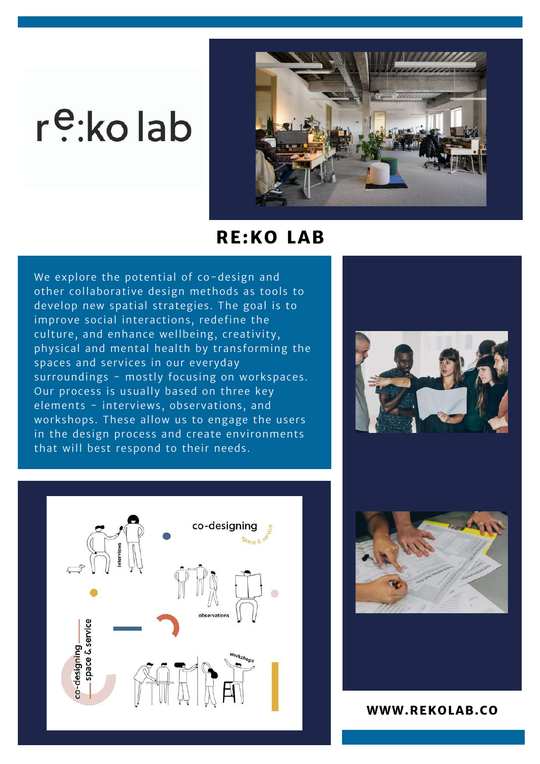# RE:KO LAB

We explore the potential of co-design and other collaborative design methods as tools to develop new spatial strategies. The goal is to improve social interactions, redefine the culture, and enhance wellbeing, creativity, physical and mental health by transforming the spaces and services in our everyday surroundings - mostly focusing on workspaces. Our process is usually based on three key elements - interviews, observations, and workshops. These allow us to engage the users in the design process and create environments that will best respond to their needs.

**WWW.REKOLAB.CO**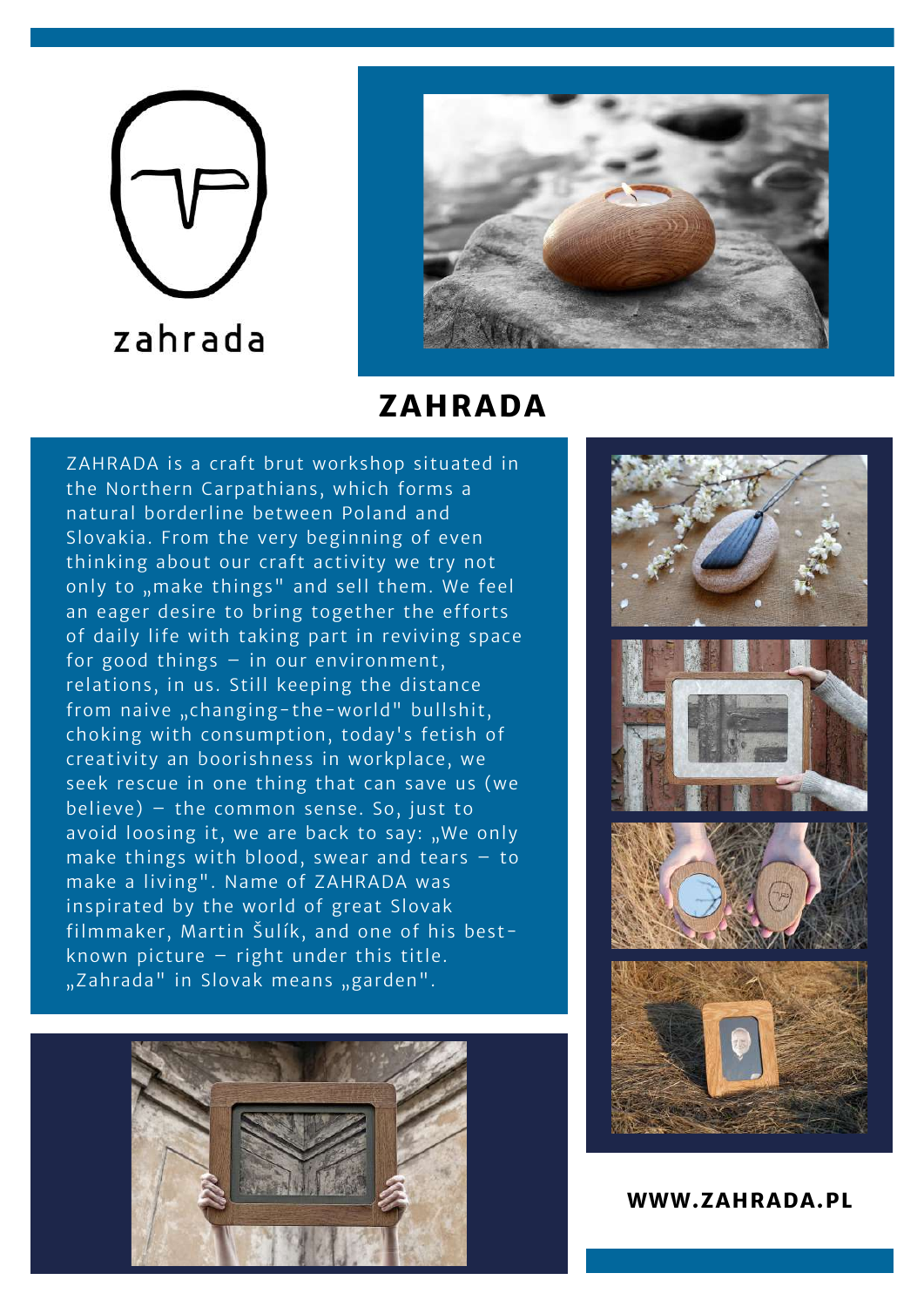zahrada

# ZAHRADA

ZAHRADA is a craft brut workshop situated in the Northern Carpathians, which forms a natural borderline between Poland and Slovakia. From the very beginning of even thinking about our craft activity we try not only to „make things" and sell them. We feel an eager desire to bring together the efforts of daily life with taking part in reviving space for good things – in our environment, relations, in us. Still keeping the distance from naive „changing-the-world" bullshit, choking with consumption, today's fetish of creativity an boorishness in workplace, we seek rescue in one thing that can save us (we believe) – the common sense. So, just to avoid loosing it, we are back to say: „We only make things with blood, swear and tears – to make a living". Name of ZAHRADA was inspirated by the world of great Slovak filmmaker, Martin Šulík, and one of his best-known picture – right under this title. „Zahrada" in Slovak means „garden".

**WWW.ZAHRADA.PL**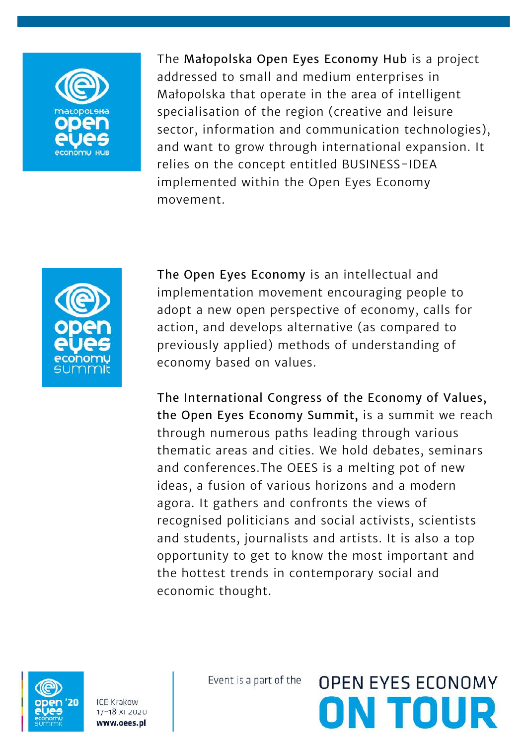The **Małopolska Open Eyes Economy Hub** is a project addressed to small and medium enterprises in Małopolska that operate in the area of intelligent specialisation of the region (creative and leisure sector, information and communication technologies), and want to grow through international expansion. It relies on the concept entitled BUSINESS-IDEA implemented within the Open Eyes Economy movement.

**The Open Eyes Economy** is an intellectual and implementation movement encouraging people to adopt a new open perspective of economy, calls for action, and develops alternative (as compared to previously applied) methods of understanding of economy based on values.

**The International Congress of the Economy of Values, the Open Eyes Economy Summit,** is a summit we reach through numerous paths leading through various thematic areas and cities. We hold debates, seminars and conferences.The OEES is a melting pot of new ideas, a fusion of various horizons and a modern agora. It gathers and confronts the views of recognised politicians and social activists, scientists and students, journalists and artists. It is also a top opportunity to get to know the most important and the hottest trends in contemporary social and economic thought.

ICE Krakow
17–18 XI 2020
**www.oees.pl**

Event is a part of the OPEN EYES ECONOMY **ON TOUR**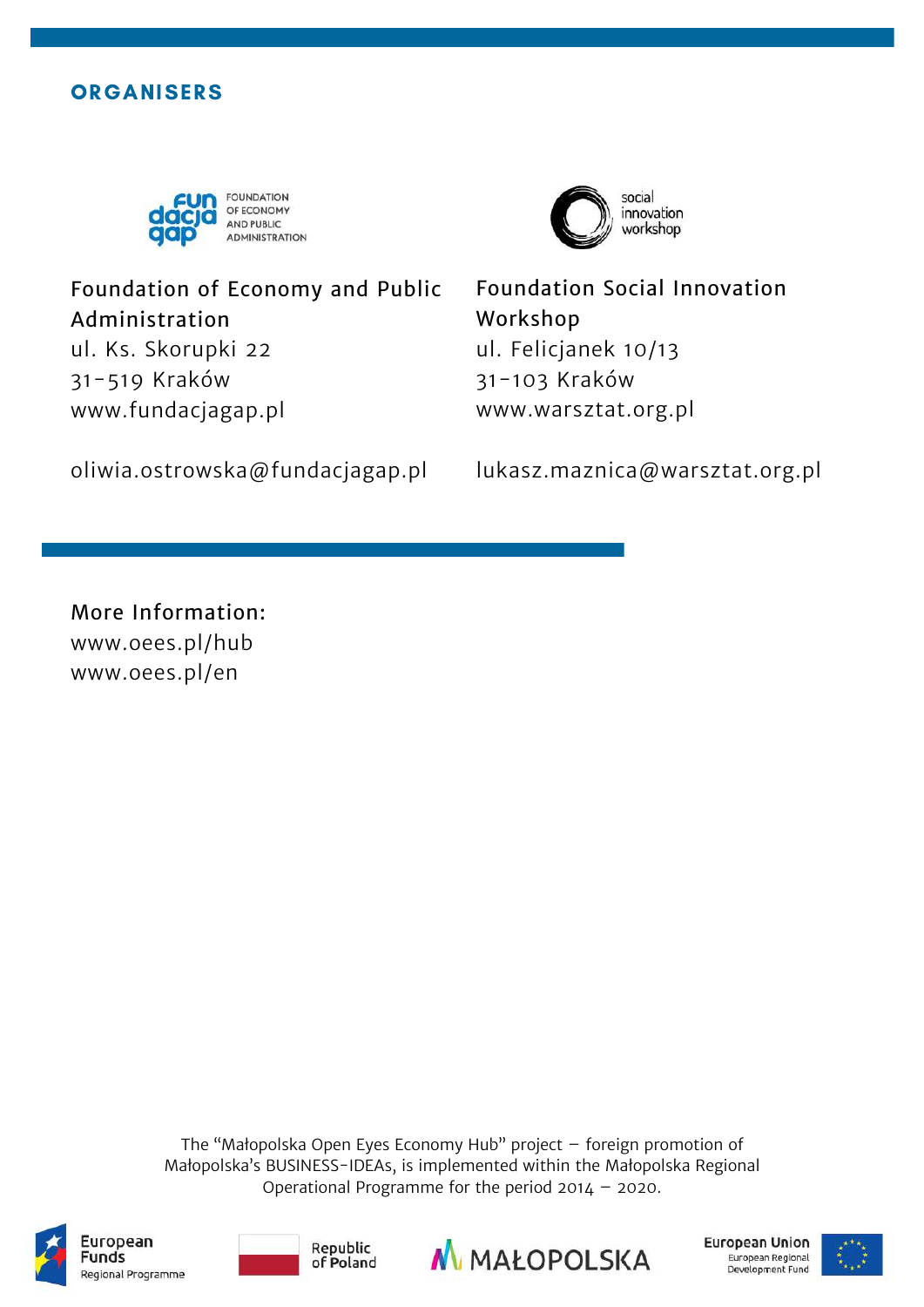## ORGANISERS

Foundation of Economy and Public Administration
ul. Ks. Skorupki 22
31-519 Kraków
www.fundacjagap.pl

oliwia.ostrowska@fundacjagap.pl

Foundation Social Innovation Workshop
ul. Felicjanek 10/13
31-103 Kraków
www.warsztat.org.pl

lukasz.maznica@warsztat.org.pl

More Information:
www.oees.pl/hub
www.oees.pl/en

The "Małopolska Open Eyes Economy Hub" project – foreign promotion of Małopolska's BUSINESS-IDEAs, is implemented within the Małopolska Regional Operational Programme for the period 2014 – 2020.

European Funds Regional Programme

Republic of Poland

MAŁOPOLSKA

European Union European Regional Development Fund